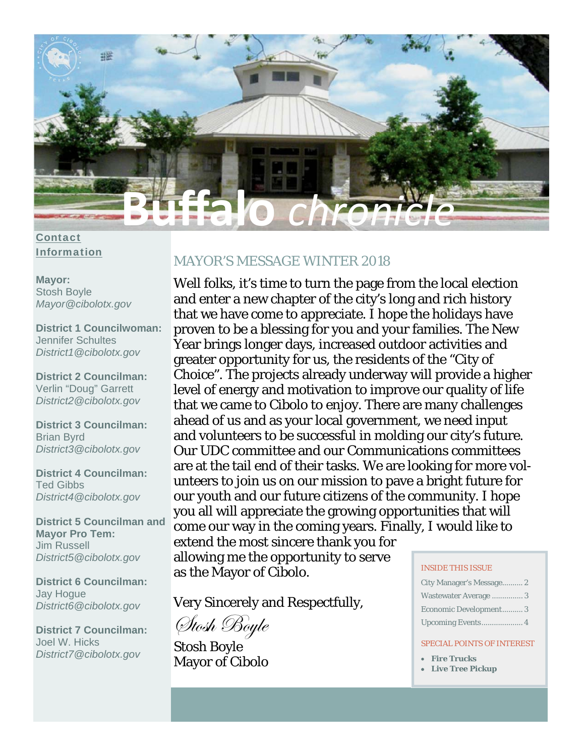# Buffalo *chronicle*

## Contact Information

**Mayor:**
Stosh Boyle
*Mayor@cibolotx.gov*

**District 1 Councilwoman:**
Jennifer Schultes
*District1@cibolotx.gov*

**District 2 Councilman:**
Verlin "Doug" Garrett
*District2@cibolotx.gov*

**District 3 Councilman:**
Brian Byrd
*District3@cibolotx.gov*

**District 4 Councilman:**
Ted Gibbs
*District4@cibolotx.gov*

**District 5 Councilman and Mayor Pro Tem:**
Jim Russell
*District5@cibolotx.gov*

**District 6 Councilman:**
Jay Hogue
*District6@cibolotx.gov*

**District 7 Councilman:**
Joel W. Hicks
*District7@cibolotx.gov*

## MAYOR'S MESSAGE WINTER 2018

Well folks, it's time to turn the page from the local election and enter a new chapter of the city's long and rich history that we have come to appreciate. I hope the holidays have proven to be a blessing for you and your families. The New Year brings longer days, increased outdoor activities and greater opportunity for us, the residents of the "City of Choice". The projects already underway will provide a higher level of energy and motivation to improve our quality of life that we came to Cibolo to enjoy. There are many challenges ahead of us and as your local government, we need input and volunteers to be successful in molding our city's future. Our UDC committee and our Communications committees are at the tail end of their tasks. We are looking for more volunteers to join us on our mission to pave a bright future for our youth and our future citizens of the community. I hope you all will appreciate the growing opportunities that will come our way in the coming years. Finally, I would like to extend the most sincere thank you for allowing me the opportunity to serve as the Mayor of Cibolo.

Very Sincerely and Respectfully,

*Stosh Boyle*

Stosh Boyle
Mayor of Cibolo

### INSIDE THIS ISSUE

- City Manager's Message.......... 2
- Wastewater Average .............. 3
- Economic Development.......... 3
- Upcoming Events.................... 4

### SPECIAL POINTS OF INTEREST

- **Fire Trucks**
- **Live Tree Pickup**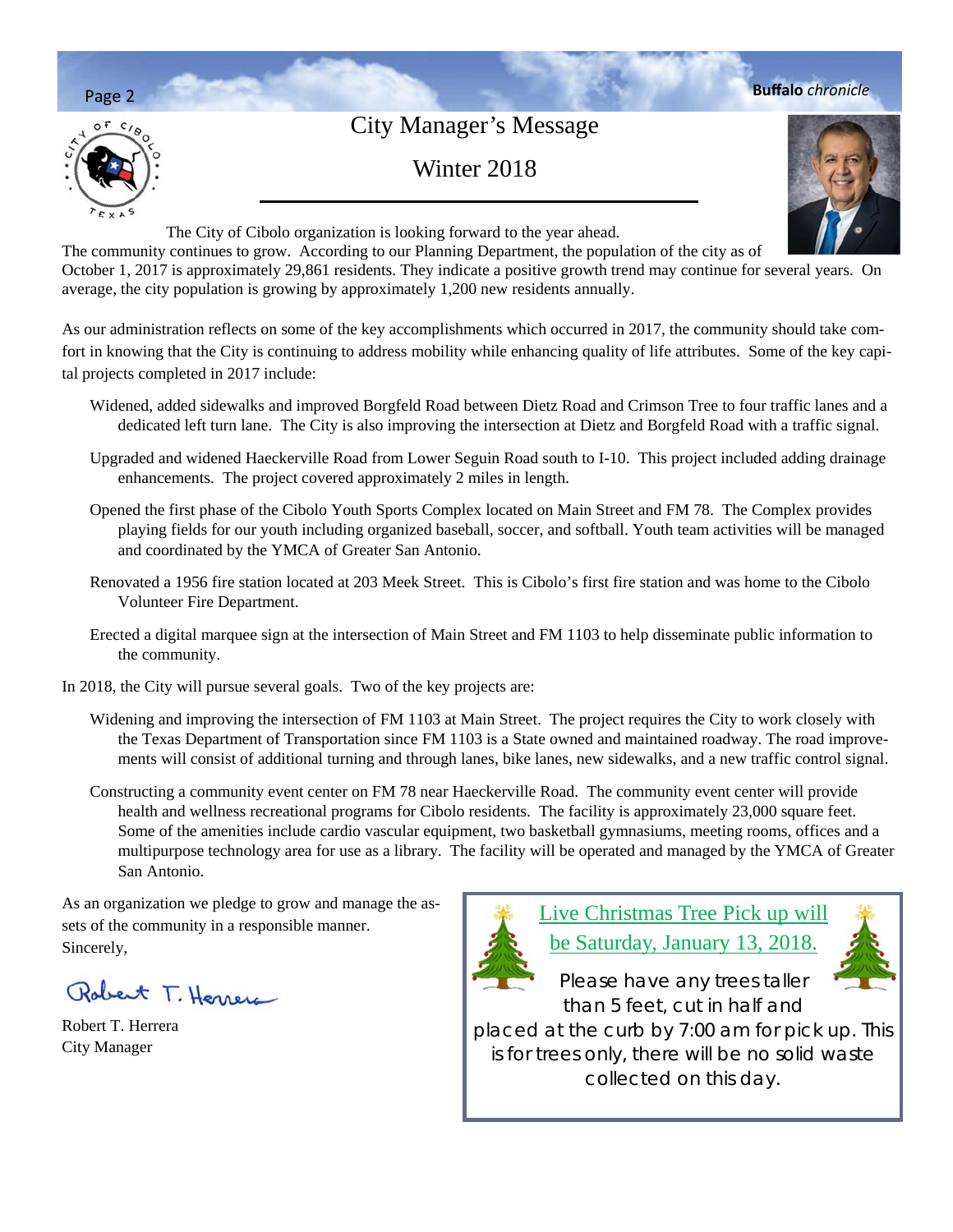# City Manager's Message

## Winter 2018

The City of Cibolo organization is looking forward to the year ahead. The community continues to grow. According to our Planning Department, the population of the city as of October 1, 2017 is approximately 29,861 residents. They indicate a positive growth trend may continue for several years. On average, the city population is growing by approximately 1,200 new residents annually.

As our administration reflects on some of the key accomplishments which occurred in 2017, the community should take comfort in knowing that the City is continuing to address mobility while enhancing quality of life attributes. Some of the key capital projects completed in 2017 include:

- Widened, added sidewalks and improved Borgfeld Road between Dietz Road and Crimson Tree to four traffic lanes and a dedicated left turn lane. The City is also improving the intersection at Dietz and Borgfeld Road with a traffic signal.
- Upgraded and widened Haeckerville Road from Lower Seguin Road south to I-10. This project included adding drainage enhancements. The project covered approximately 2 miles in length.
- Opened the first phase of the Cibolo Youth Sports Complex located on Main Street and FM 78. The Complex provides playing fields for our youth including organized baseball, soccer, and softball. Youth team activities will be managed and coordinated by the YMCA of Greater San Antonio.
- Renovated a 1956 fire station located at 203 Meek Street. This is Cibolo's first fire station and was home to the Cibolo Volunteer Fire Department.
- Erected a digital marquee sign at the intersection of Main Street and FM 1103 to help disseminate public information to the community.

In 2018, the City will pursue several goals. Two of the key projects are:

- Widening and improving the intersection of FM 1103 at Main Street. The project requires the City to work closely with the Texas Department of Transportation since FM 1103 is a State owned and maintained roadway. The road improvements will consist of additional turning and through lanes, bike lanes, new sidewalks, and a new traffic control signal.
- Constructing a community event center on FM 78 near Haeckerville Road. The community event center will provide health and wellness recreational programs for Cibolo residents. The facility is approximately 23,000 square feet. Some of the amenities include cardio vascular equipment, two basketball gymnasiums, meeting rooms, offices and a multipurpose technology area for use as a library. The facility will be operated and managed by the YMCA of Greater San Antonio.

As an organization we pledge to grow and manage the assets of the community in a responsible manner.

Sincerely,

Robert T. Herrera
City Manager

**Live Christmas Tree Pick up will be Saturday, January 13, 2018.**

Please have any trees taller than 5 feet, cut in half and placed at the curb by 7:00 am for pick up. This is for trees only, there will be no solid waste collected on this day.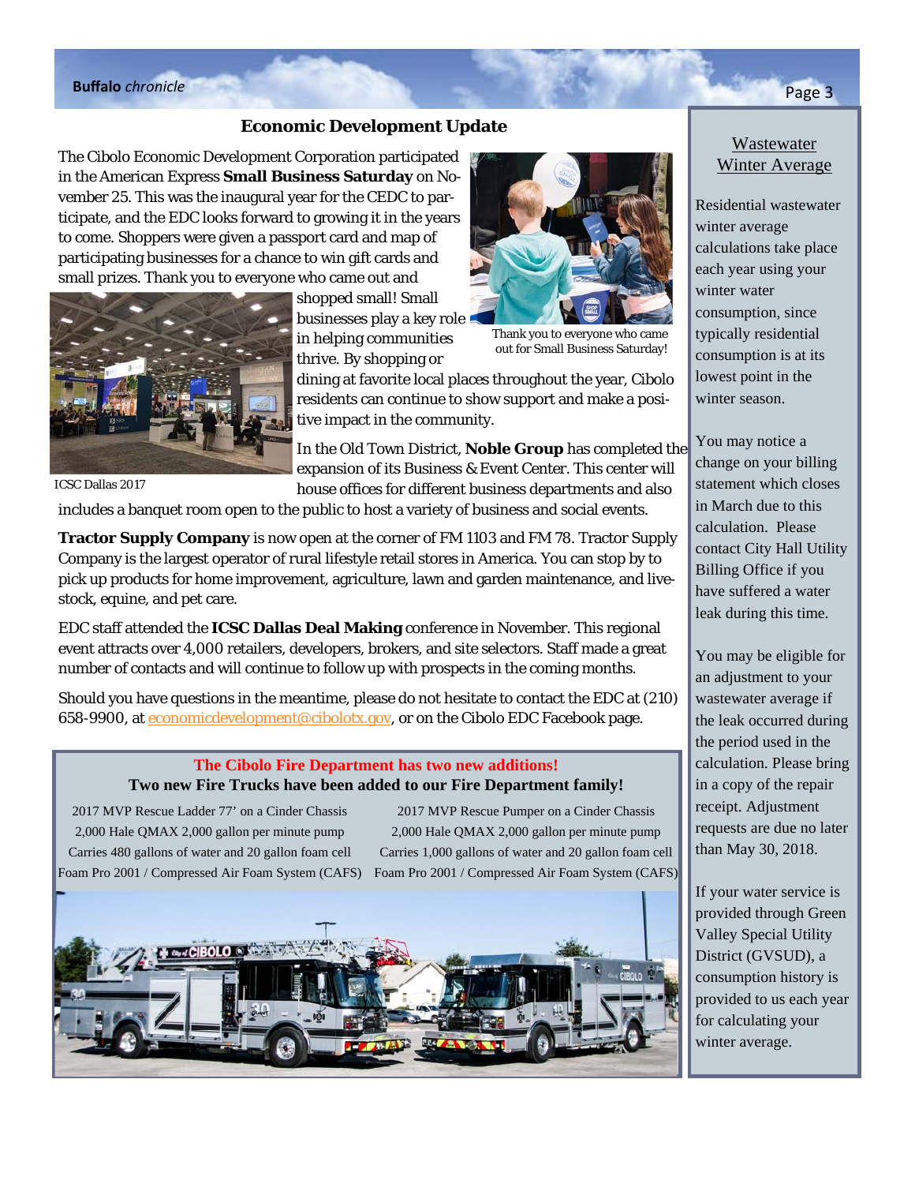## Economic Development Update

The Cibolo Economic Development Corporation participated in the American Express **Small Business Saturday** on November 25. This was the inaugural year for the CEDC to participate, and the EDC looks forward to growing it in the years to come. Shoppers were given a passport card and map of participating businesses for a chance to win gift cards and small prizes. Thank you to everyone who came out and shopped small! Small businesses play a key role in helping communities thrive. By shopping or dining at favorite local places throughout the year, Cibolo residents can continue to show support and make a positive impact in the community.

Thank you to everyone who came out for Small Business Saturday!

ICSC Dallas 2017

In the Old Town District, **Noble Group** has completed the expansion of its Business & Event Center. This center will house offices for different business departments and also includes a banquet room open to the public to host a variety of business and social events.

**Tractor Supply Company** is now open at the corner of FM 1103 and FM 78. Tractor Supply Company is the largest operator of rural lifestyle retail stores in America. You can stop by to pick up products for home improvement, agriculture, lawn and garden maintenance, and livestock, equine, and pet care.

EDC staff attended the **ICSC Dallas Deal Making** conference in November. This regional event attracts over 4,000 retailers, developers, brokers, and site selectors. Staff made a great number of contacts and will continue to follow up with prospects in the coming months.

Should you have questions in the meantime, please do not hesitate to contact the EDC at (210) 658-9900, at economicdevelopment@cibolotx.gov, or on the Cibolo EDC Facebook page.

**The Cibolo Fire Department has two new additions!**

**Two new Fire Trucks have been added to our Fire Department family!**

2017 MVP Rescue Ladder 77' on a Cinder Chassis
2,000 Hale QMAX 2,000 gallon per minute pump
Carries 480 gallons of water and 20 gallon foam cell
Foam Pro 2001 / Compressed Air Foam System (CAFS)

2017 MVP Rescue Pumper on a Cinder Chassis
2,000 Hale QMAX 2,000 gallon per minute pump
Carries 1,000 gallons of water and 20 gallon foam cell
Foam Pro 2001 / Compressed Air Foam System (CAFS)

## Wastewater Winter Average

Residential wastewater winter average calculations take place each year using your winter water consumption, since typically residential consumption is at its lowest point in the winter season.

You may notice a change on your billing statement which closes in March due to this calculation. Please contact City Hall Utility Billing Office if you have suffered a water leak during this time.

You may be eligible for an adjustment to your wastewater average if the leak occurred during the period used in the calculation. Please bring in a copy of the repair receipt. Adjustment requests are due no later than May 30, 2018.

If your water service is provided through Green Valley Special Utility District (GVSUD), a consumption history is provided to us each year for calculating your winter average.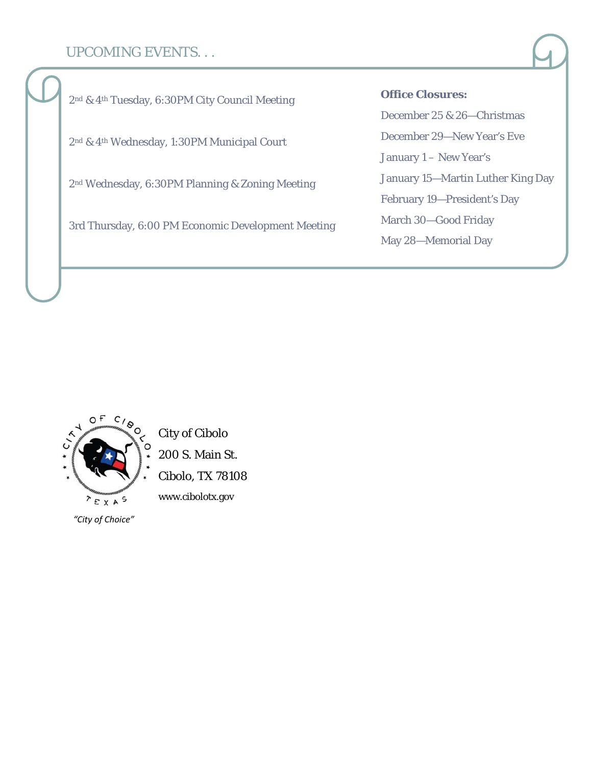## UPCOMING EVENTS. . .

2nd & 4th Tuesday, 6:30PM City Council Meeting

2nd & 4th Wednesday, 1:30PM Municipal Court

2nd Wednesday, 6:30PM Planning & Zoning Meeting

3rd Thursday, 6:00 PM Economic Development Meeting

**Office Closures:**

December 25 & 26—Christmas

December 29—New Year's Eve

January 1 – New Year's

January 15—Martin Luther King Day

February 19—President's Day

March 30—Good Friday

May 28—Memorial Day

City of Cibolo
200 S. Main St.
Cibolo, TX 78108
www.cibolotx.gov

*"City of Choice"*